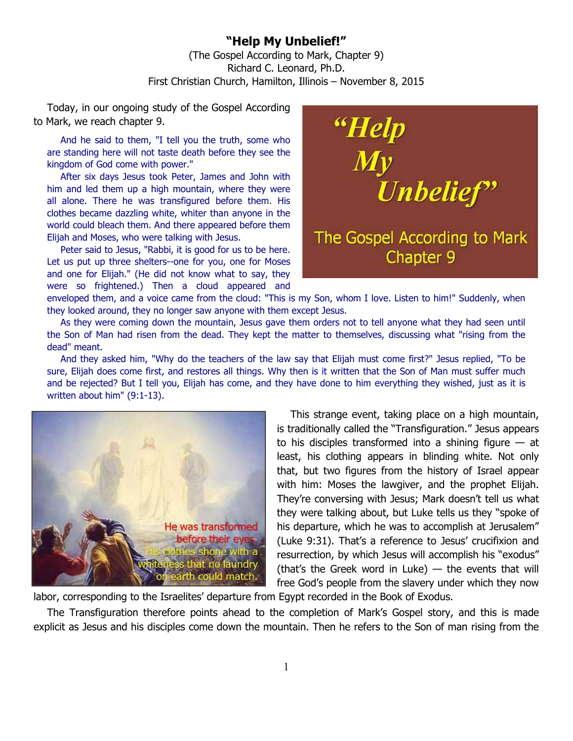# "Help My Unbelief!"

(The Gospel According to Mark, Chapter 9)
Richard C. Leonard, Ph.D.
First Christian Church, Hamilton, Illinois – November 8, 2015

Today, in our ongoing study of the Gospel According to Mark, we reach chapter 9.

> And he said to them, "I tell you the truth, some who are standing here will not taste death before they see the kingdom of God come with power."
>
> After six days Jesus took Peter, James and John with him and led them up a high mountain, where they were all alone. There he was transfigured before them. His clothes became dazzling white, whiter than anyone in the world could bleach them. And there appeared before them Elijah and Moses, who were talking with Jesus.
>
> Peter said to Jesus, "Rabbi, it is good for us to be here. Let us put up three shelters--one for you, one for Moses and one for Elijah." (He did not know what to say, they were so frightened.) Then a cloud appeared and enveloped them, and a voice came from the cloud: "This is my Son, whom I love. Listen to him!" Suddenly, when they looked around, they no longer saw anyone with them except Jesus.
>
> As they were coming down the mountain, Jesus gave them orders not to tell anyone what they had seen until the Son of Man had risen from the dead. They kept the matter to themselves, discussing what "rising from the dead" meant.
>
> And they asked him, "Why do the teachers of the law say that Elijah must come first?" Jesus replied, "To be sure, Elijah does come first, and restores all things. Why then is it written that the Son of Man must suffer much and be rejected? But I tell you, Elijah has come, and they have done to him everything they wished, just as it is written about him" (9:1-13).

This strange event, taking place on a high mountain, is traditionally called the "Transfiguration." Jesus appears to his disciples transformed into a shining figure — at least, his clothing appears in blinding white. Not only that, but two figures from the history of Israel appear with him: Moses the lawgiver, and the prophet Elijah. They're conversing with Jesus; Mark doesn't tell us what they were talking about, but Luke tells us they "spoke of his departure, which he was to accomplish at Jerusalem" (Luke 9:31). That's a reference to Jesus' crucifixion and resurrection, by which Jesus will accomplish his "exodus" (that's the Greek word in Luke) — the events that will free God's people from the slavery under which they now labor, corresponding to the Israelites' departure from Egypt recorded in the Book of Exodus.

The Transfiguration therefore points ahead to the completion of Mark's Gospel story, and this is made explicit as Jesus and his disciples come down the mountain. Then he refers to the Son of man rising from the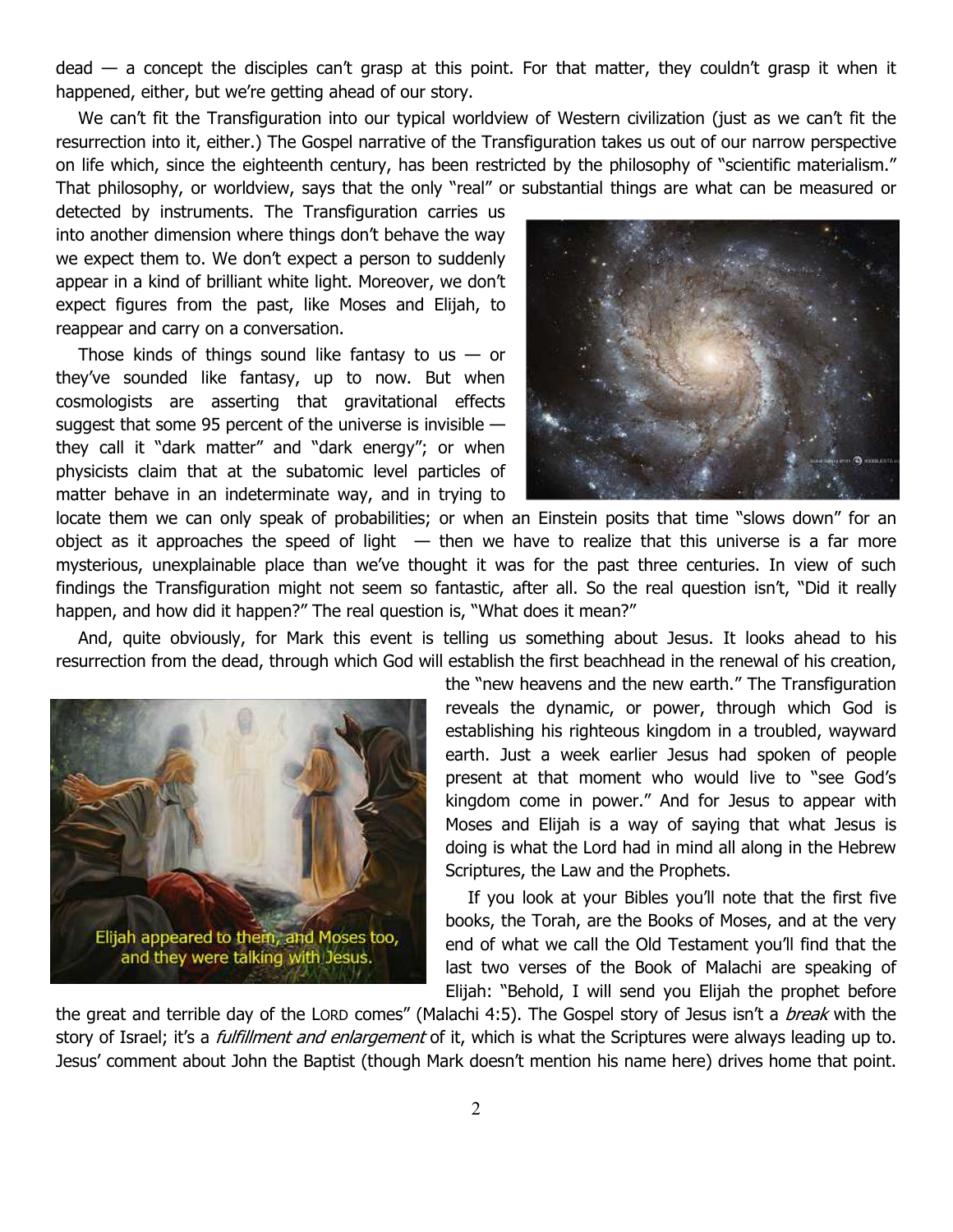dead — a concept the disciples can't grasp at this point. For that matter, they couldn't grasp it when it happened, either, but we're getting ahead of our story.

We can't fit the Transfiguration into our typical worldview of Western civilization (just as we can't fit the resurrection into it, either.) The Gospel narrative of the Transfiguration takes us out of our narrow perspective on life which, since the eighteenth century, has been restricted by the philosophy of "scientific materialism." That philosophy, or worldview, says that the only "real" or substantial things are what can be measured or detected by instruments. The Transfiguration carries us into another dimension where things don't behave the way we expect them to. We don't expect a person to suddenly appear in a kind of brilliant white light. Moreover, we don't expect figures from the past, like Moses and Elijah, to reappear and carry on a conversation.

Those kinds of things sound like fantasy to us — or they've sounded like fantasy, up to now. But when cosmologists are asserting that gravitational effects suggest that some 95 percent of the universe is invisible — they call it "dark matter" and "dark energy"; or when physicists claim that at the subatomic level particles of matter behave in an indeterminate way, and in trying to locate them we can only speak of probabilities; or when an Einstein posits that time "slows down" for an object as it approaches the speed of light — then we have to realize that this universe is a far more mysterious, unexplainable place than we've thought it was for the past three centuries. In view of such findings the Transfiguration might not seem so fantastic, after all. So the real question isn't, "Did it really happen, and how did it happen?" The real question is, "What does it mean?"

And, quite obviously, for Mark this event is telling us something about Jesus. It looks ahead to his resurrection from the dead, through which God will establish the first beachhead in the renewal of his creation, the "new heavens and the new earth." The Transfiguration reveals the dynamic, or power, through which God is establishing his righteous kingdom in a troubled, wayward earth. Just a week earlier Jesus had spoken of people present at that moment who would live to "see God's kingdom come in power." And for Jesus to appear with Moses and Elijah is a way of saying that what Jesus is doing is what the Lord had in mind all along in the Hebrew Scriptures, the Law and the Prophets.

Elijah appeared to them, and Moses too, and they were talking with Jesus.

If you look at your Bibles you'll note that the first five books, the Torah, are the Books of Moses, and at the very end of what we call the Old Testament you'll find that the last two verses of the Book of Malachi are speaking of Elijah: "Behold, I will send you Elijah the prophet before the great and terrible day of the LORD comes" (Malachi 4:5). The Gospel story of Jesus isn't a *break* with the story of Israel; it's a *fulfillment and enlargement* of it, which is what the Scriptures were always leading up to. Jesus' comment about John the Baptist (though Mark doesn't mention his name here) drives home that point.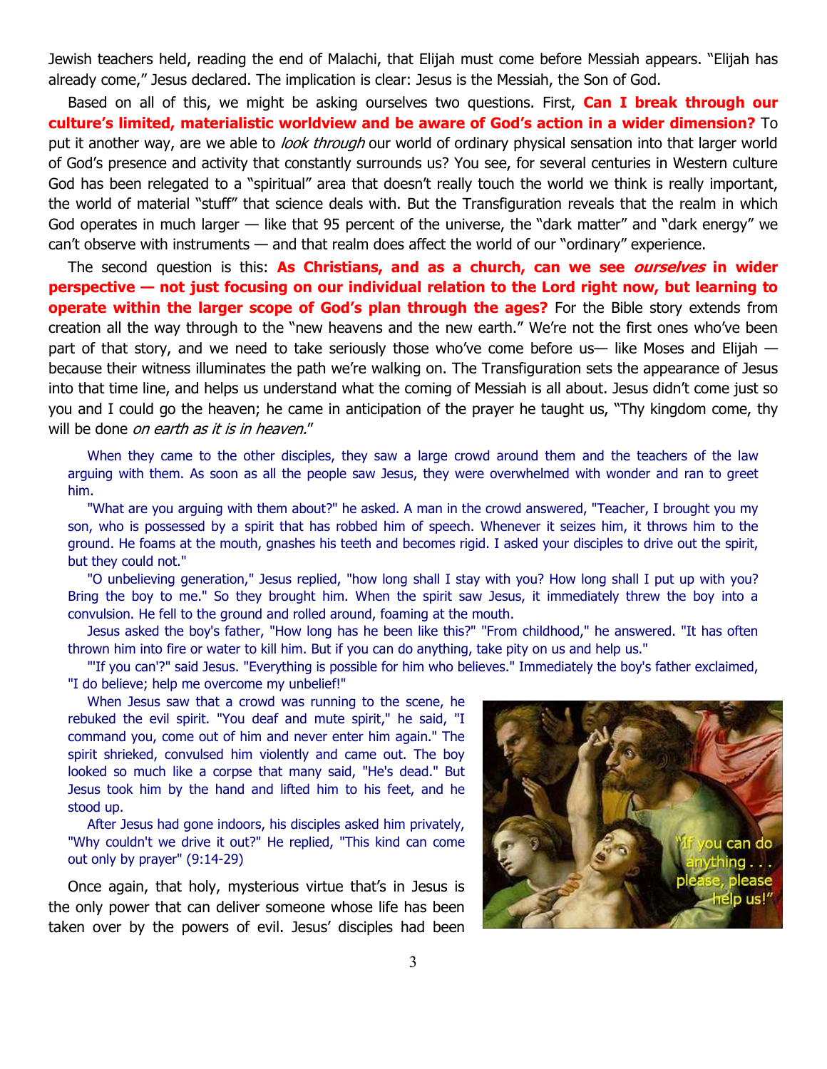Jewish teachers held, reading the end of Malachi, that Elijah must come before Messiah appears. "Elijah has already come," Jesus declared. The implication is clear: Jesus is the Messiah, the Son of God.

Based on all of this, we might be asking ourselves two questions. First, **Can I break through our culture's limited, materialistic worldview and be aware of God's action in a wider dimension?** To put it another way, are we able to *look through* our world of ordinary physical sensation into that larger world of God's presence and activity that constantly surrounds us? You see, for several centuries in Western culture God has been relegated to a "spiritual" area that doesn't really touch the world we think is really important, the world of material "stuff" that science deals with. But the Transfiguration reveals that the realm in which God operates in much larger — like that 95 percent of the universe, the "dark matter" and "dark energy" we can't observe with instruments — and that realm does affect the world of our "ordinary" experience.

The second question is this: **As Christians, and as a church, can we see *ourselves* in wider perspective — not just focusing on our individual relation to the Lord right now, but learning to operate within the larger scope of God's plan through the ages?** For the Bible story extends from creation all the way through to the "new heavens and the new earth." We're not the first ones who've been part of that story, and we need to take seriously those who've come before us— like Moses and Elijah — because their witness illuminates the path we're walking on. The Transfiguration sets the appearance of Jesus into that time line, and helps us understand what the coming of Messiah is all about. Jesus didn't come just so you and I could go the heaven; he came in anticipation of the prayer he taught us, "Thy kingdom come, thy will be done *on earth as it is in heaven.*"

> When they came to the other disciples, they saw a large crowd around them and the teachers of the law arguing with them. As soon as all the people saw Jesus, they were overwhelmed with wonder and ran to greet him.
>
> "What are you arguing with them about?" he asked. A man in the crowd answered, "Teacher, I brought you my son, who is possessed by a spirit that has robbed him of speech. Whenever it seizes him, it throws him to the ground. He foams at the mouth, gnashes his teeth and becomes rigid. I asked your disciples to drive out the spirit, but they could not."
>
> "O unbelieving generation," Jesus replied, "how long shall I stay with you? How long shall I put up with you? Bring the boy to me." So they brought him. When the spirit saw Jesus, it immediately threw the boy into a convulsion. He fell to the ground and rolled around, foaming at the mouth.
>
> Jesus asked the boy's father, "How long has he been like this?" "From childhood," he answered. "It has often thrown him into fire or water to kill him. But if you can do anything, take pity on us and help us."
>
> "'If you can'?" said Jesus. "Everything is possible for him who believes." Immediately the boy's father exclaimed, "I do believe; help me overcome my unbelief!"
>
> When Jesus saw that a crowd was running to the scene, he rebuked the evil spirit. "You deaf and mute spirit," he said, "I command you, come out of him and never enter him again." The spirit shrieked, convulsed him violently and came out. The boy looked so much like a corpse that many said, "He's dead." But Jesus took him by the hand and lifted him to his feet, and he stood up.
>
> After Jesus had gone indoors, his disciples asked him privately, "Why couldn't we drive it out?" He replied, "This kind can come out only by prayer" (9:14-29)

"If you can do anything . . . please, please help us!"

Once again, that holy, mysterious virtue that's in Jesus is the only power that can deliver someone whose life has been taken over by the powers of evil. Jesus' disciples had been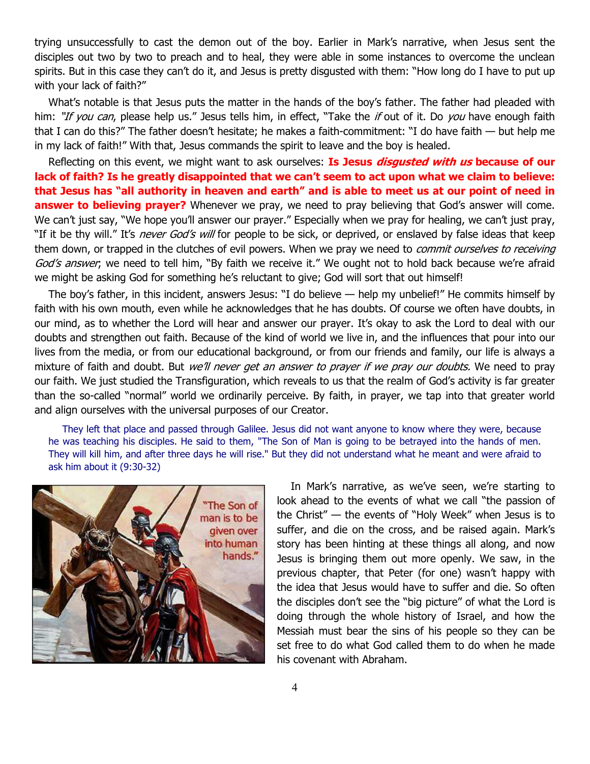trying unsuccessfully to cast the demon out of the boy. Earlier in Mark's narrative, when Jesus sent the disciples out two by two to preach and to heal, they were able in some instances to overcome the unclean spirits. But in this case they can't do it, and Jesus is pretty disgusted with them: "How long do I have to put up with your lack of faith?"

What's notable is that Jesus puts the matter in the hands of the boy's father. The father had pleaded with him: *"If you can*, please help us." Jesus tells him, in effect, "Take the *if* out of it. Do *you* have enough faith that I can do this?" The father doesn't hesitate; he makes a faith-commitment: "I do have faith — but help me in my lack of faith!" With that, Jesus commands the spirit to leave and the boy is healed.

Reflecting on this event, we might want to ask ourselves: **Is Jesus *disgusted with us* because of our lack of faith? Is he greatly disappointed that we can't seem to act upon what we claim to believe: that Jesus has "all authority in heaven and earth" and is able to meet us at our point of need in answer to believing prayer?** Whenever we pray, we need to pray believing that God's answer will come. We can't just say, "We hope you'll answer our prayer." Especially when we pray for healing, we can't just pray, "If it be thy will." It's *never God's will* for people to be sick, or deprived, or enslaved by false ideas that keep them down, or trapped in the clutches of evil powers. When we pray we need to *commit ourselves to receiving God's answer*; we need to tell him, "By faith we receive it." We ought not to hold back because we're afraid we might be asking God for something he's reluctant to give; God will sort that out himself!

The boy's father, in this incident, answers Jesus: "I do believe — help my unbelief!" He commits himself by faith with his own mouth, even while he acknowledges that he has doubts. Of course we often have doubts, in our mind, as to whether the Lord will hear and answer our prayer. It's okay to ask the Lord to deal with our doubts and strengthen out faith. Because of the kind of world we live in, and the influences that pour into our lives from the media, or from our educational background, or from our friends and family, our life is always a mixture of faith and doubt. But *we'll never get an answer to prayer if we pray our doubts.* We need to pray our faith. We just studied the Transfiguration, which reveals to us that the realm of God's activity is far greater than the so-called "normal" world we ordinarily perceive. By faith, in prayer, we tap into that greater world and align ourselves with the universal purposes of our Creator.

> They left that place and passed through Galilee. Jesus did not want anyone to know where they were, because he was teaching his disciples. He said to them, "The Son of Man is going to be betrayed into the hands of men. They will kill him, and after three days he will rise." But they did not understand what he meant and were afraid to ask him about it (9:30-32)

"The Son of man is to be given over into human hands."

In Mark's narrative, as we've seen, we're starting to look ahead to the events of what we call "the passion of the Christ" — the events of "Holy Week" when Jesus is to suffer, and die on the cross, and be raised again. Mark's story has been hinting at these things all along, and now Jesus is bringing them out more openly. We saw, in the previous chapter, that Peter (for one) wasn't happy with the idea that Jesus would have to suffer and die. So often the disciples don't see the "big picture" of what the Lord is doing through the whole history of Israel, and how the Messiah must bear the sins of his people so they can be set free to do what God called them to do when he made his covenant with Abraham.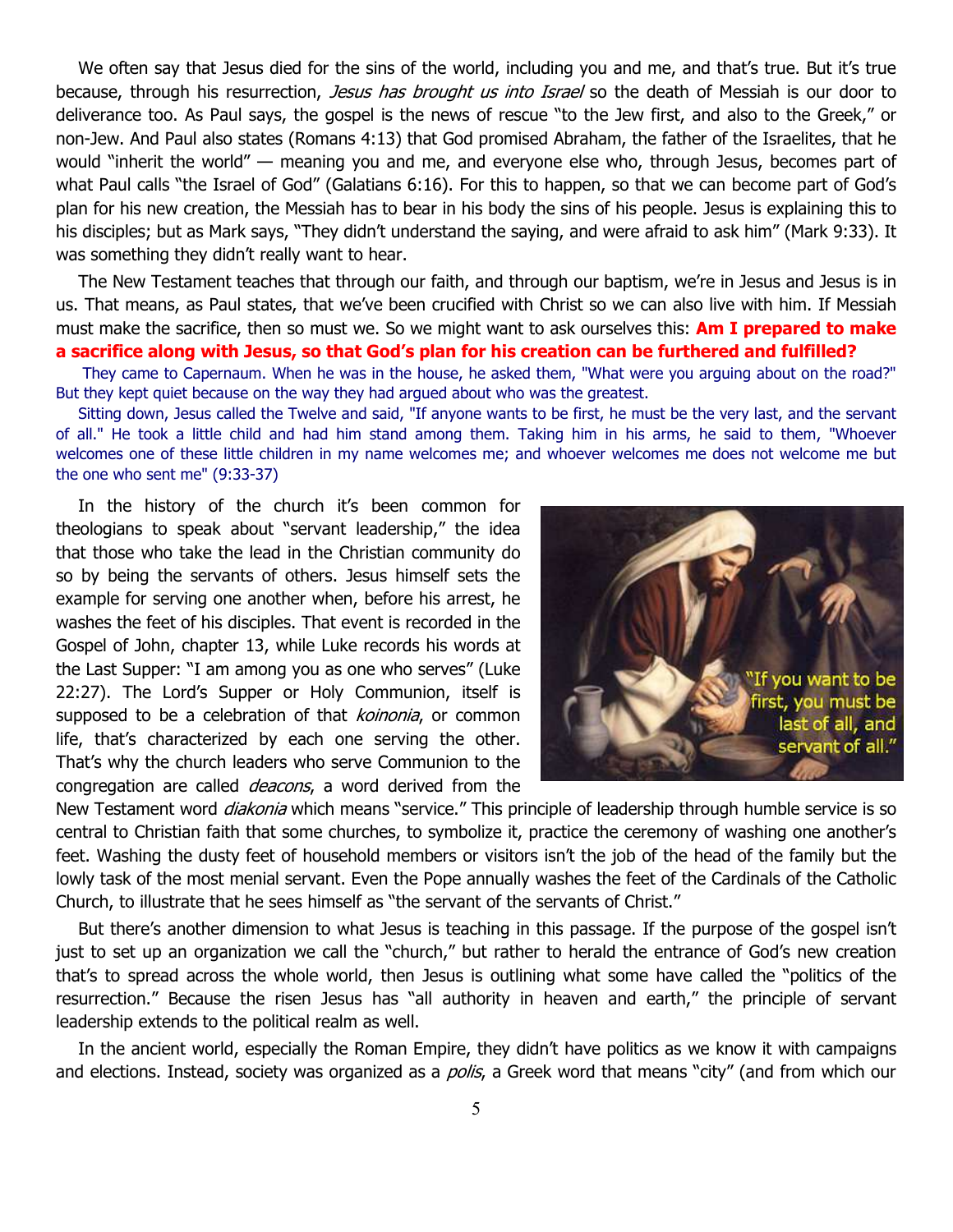We often say that Jesus died for the sins of the world, including you and me, and that's true. But it's true because, through his resurrection, *Jesus has brought us into Israel* so the death of Messiah is our door to deliverance too. As Paul says, the gospel is the news of rescue "to the Jew first, and also to the Greek," or non-Jew. And Paul also states (Romans 4:13) that God promised Abraham, the father of the Israelites, that he would "inherit the world" — meaning you and me, and everyone else who, through Jesus, becomes part of what Paul calls "the Israel of God" (Galatians 6:16). For this to happen, so that we can become part of God's plan for his new creation, the Messiah has to bear in his body the sins of his people. Jesus is explaining this to his disciples; but as Mark says, "They didn't understand the saying, and were afraid to ask him" (Mark 9:33). It was something they didn't really want to hear.

The New Testament teaches that through our faith, and through our baptism, we're in Jesus and Jesus is in us. That means, as Paul states, that we've been crucified with Christ so we can also live with him. If Messiah must make the sacrifice, then so must we. So we might want to ask ourselves this: **Am I prepared to make a sacrifice along with Jesus, so that God's plan for his creation can be furthered and fulfilled?**

They came to Capernaum. When he was in the house, he asked them, "What were you arguing about on the road?" But they kept quiet because on the way they had argued about who was the greatest.

Sitting down, Jesus called the Twelve and said, "If anyone wants to be first, he must be the very last, and the servant of all." He took a little child and had him stand among them. Taking him in his arms, he said to them, "Whoever welcomes one of these little children in my name welcomes me; and whoever welcomes me does not welcome me but the one who sent me" (9:33-37)

In the history of the church it's been common for theologians to speak about "servant leadership," the idea that those who take the lead in the Christian community do so by being the servants of others. Jesus himself sets the example for serving one another when, before his arrest, he washes the feet of his disciples. That event is recorded in the Gospel of John, chapter 13, while Luke records his words at the Last Supper: "I am among you as one who serves" (Luke 22:27). The Lord's Supper or Holy Communion, itself is supposed to be a celebration of that *koinonia*, or common life, that's characterized by each one serving the other. That's why the church leaders who serve Communion to the congregation are called *deacons*, a word derived from the New Testament word *diakonia* which means "service." This principle of leadership through humble service is so central to Christian faith that some churches, to symbolize it, practice the ceremony of washing one another's feet. Washing the dusty feet of household members or visitors isn't the job of the head of the family but the lowly task of the most menial servant. Even the Pope annually washes the feet of the Cardinals of the Catholic Church, to illustrate that he sees himself as "the servant of the servants of Christ."

"If you want to be first, you must be last of all, and servant of all."

But there's another dimension to what Jesus is teaching in this passage. If the purpose of the gospel isn't just to set up an organization we call the "church," but rather to herald the entrance of God's new creation that's to spread across the whole world, then Jesus is outlining what some have called the "politics of the resurrection." Because the risen Jesus has "all authority in heaven and earth," the principle of servant leadership extends to the political realm as well.

In the ancient world, especially the Roman Empire, they didn't have politics as we know it with campaigns and elections. Instead, society was organized as a *polis*, a Greek word that means "city" (and from which our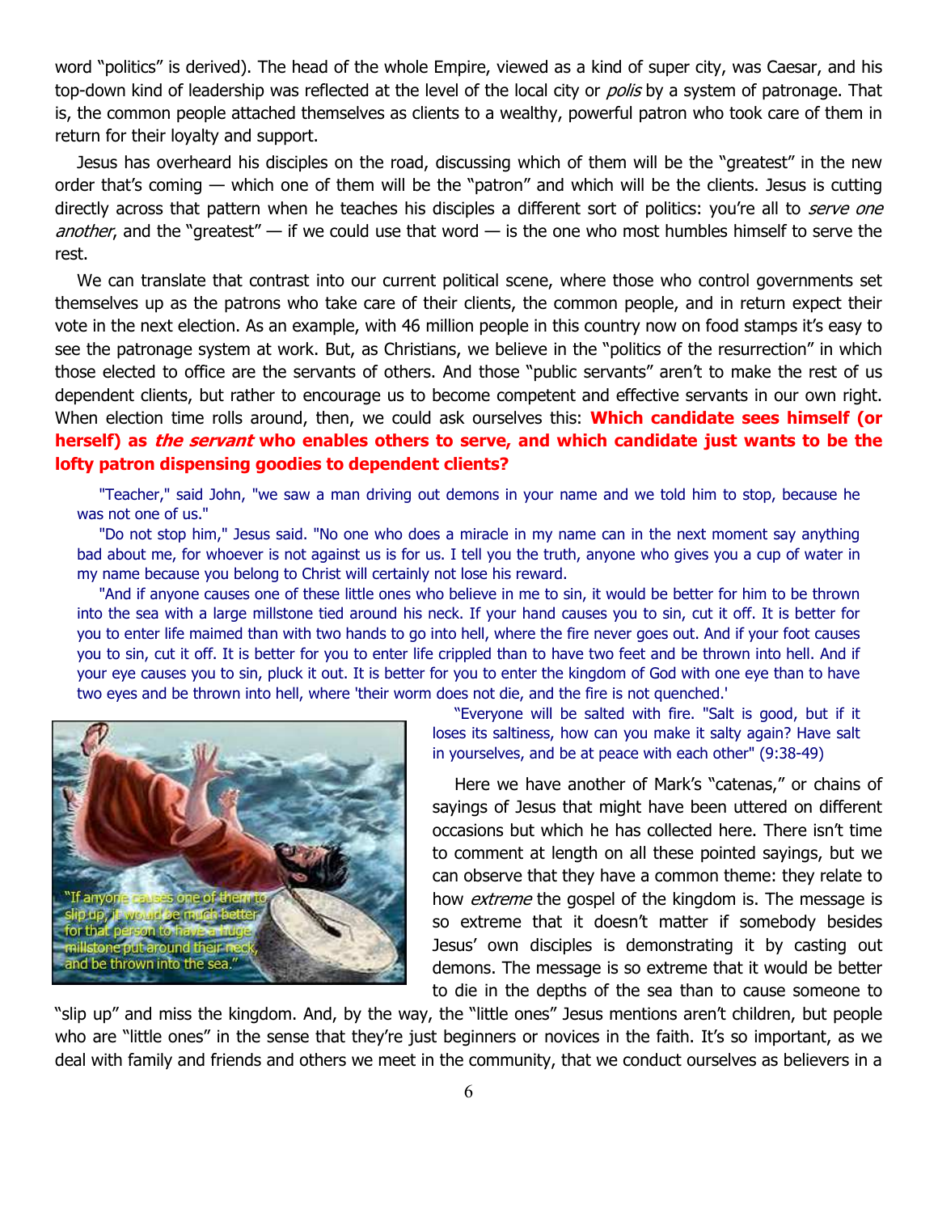word “politics” is derived). The head of the whole Empire, viewed as a kind of super city, was Caesar, and his top-down kind of leadership was reflected at the level of the local city or *polis* by a system of patronage. That is, the common people attached themselves as clients to a wealthy, powerful patron who took care of them in return for their loyalty and support.

Jesus has overheard his disciples on the road, discussing which of them will be the “greatest” in the new order that’s coming — which one of them will be the “patron” and which will be the clients. Jesus is cutting directly across that pattern when he teaches his disciples a different sort of politics: you’re all to *serve one another*, and the “greatest” — if we could use that word — is the one who most humbles himself to serve the rest.

We can translate that contrast into our current political scene, where those who control governments set themselves up as the patrons who take care of their clients, the common people, and in return expect their vote in the next election. As an example, with 46 million people in this country now on food stamps it’s easy to see the patronage system at work. But, as Christians, we believe in the “politics of the resurrection” in which those elected to office are the servants of others. And those “public servants” aren’t to make the rest of us dependent clients, but rather to encourage us to become competent and effective servants in our own right. When election time rolls around, then, we could ask ourselves this: **Which candidate sees himself (or herself) as *the servant* who enables others to serve, and which candidate just wants to be the lofty patron dispensing goodies to dependent clients?**

"Teacher," said John, "we saw a man driving out demons in your name and we told him to stop, because he was not one of us."

"Do not stop him," Jesus said. "No one who does a miracle in my name can in the next moment say anything bad about me, for whoever is not against us is for us. I tell you the truth, anyone who gives you a cup of water in my name because you belong to Christ will certainly not lose his reward.

"And if anyone causes one of these little ones who believe in me to sin, it would be better for him to be thrown into the sea with a large millstone tied around his neck. If your hand causes you to sin, cut it off. It is better for you to enter life maimed than with two hands to go into hell, where the fire never goes out. And if your foot causes you to sin, cut it off. It is better for you to enter life crippled than to have two feet and be thrown into hell. And if your eye causes you to sin, pluck it out. It is better for you to enter the kingdom of God with one eye than to have two eyes and be thrown into hell, where 'their worm does not die, and the fire is not quenched.'

“Everyone will be salted with fire. "Salt is good, but if it loses its saltiness, how can you make it salty again? Have salt in yourselves, and be at peace with each other" (9:38-49)

“If anyone causes one of them to slip up, it would be much better for that person to have a huge millstone put around their neck, and be thrown into the sea.”

Here we have another of Mark’s “catenas,” or chains of sayings of Jesus that might have been uttered on different occasions but which he has collected here. There isn’t time to comment at length on all these pointed sayings, but we can observe that they have a common theme: they relate to how *extreme* the gospel of the kingdom is. The message is so extreme that it doesn’t matter if somebody besides Jesus’ own disciples is demonstrating it by casting out demons. The message is so extreme that it would be better to die in the depths of the sea than to cause someone to “slip up” and miss the kingdom. And, by the way, the “little ones” Jesus mentions aren’t children, but people who are “little ones” in the sense that they’re just beginners or novices in the faith. It’s so important, as we deal with family and friends and others we meet in the community, that we conduct ourselves as believers in a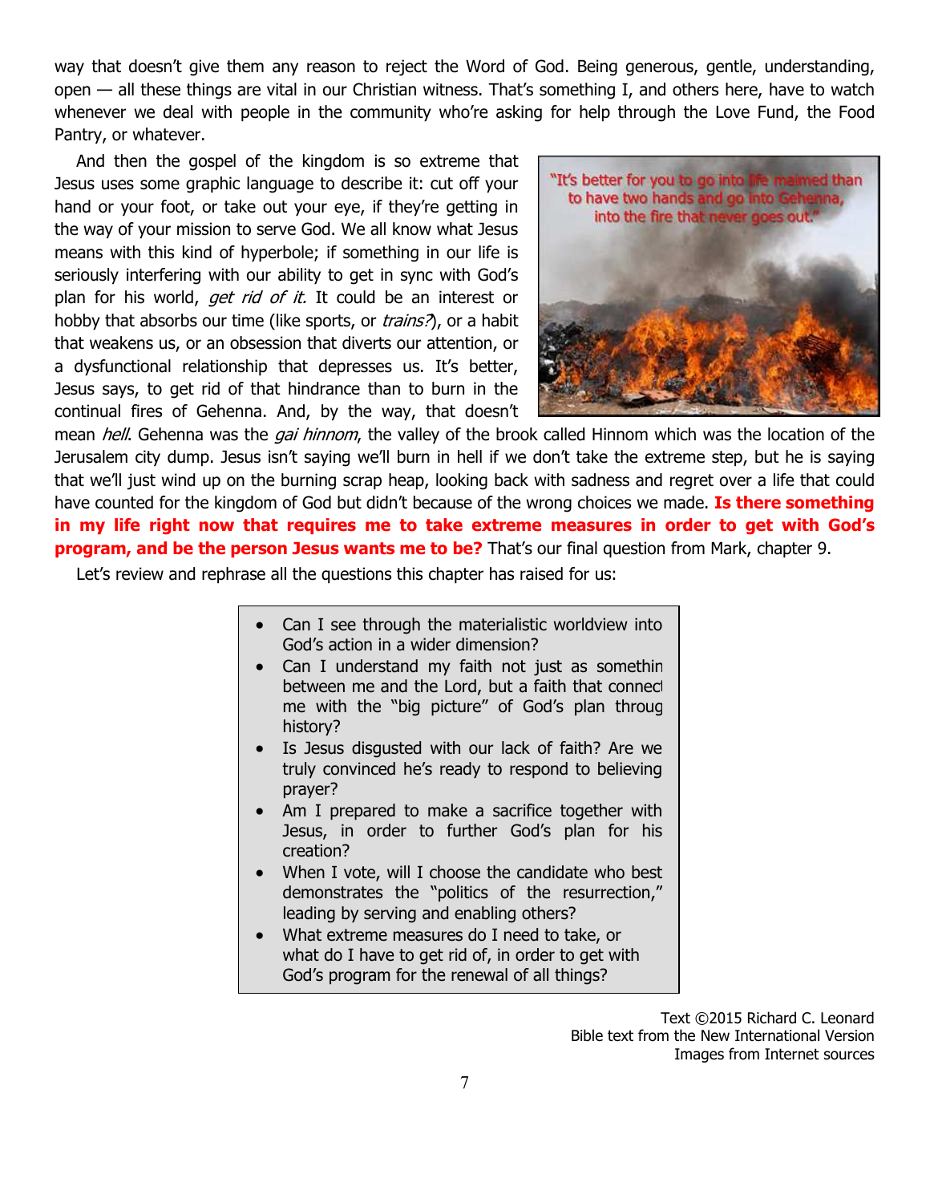way that doesn't give them any reason to reject the Word of God. Being generous, gentle, understanding, open — all these things are vital in our Christian witness. That's something I, and others here, have to watch whenever we deal with people in the community who're asking for help through the Love Fund, the Food Pantry, or whatever.

And then the gospel of the kingdom is so extreme that Jesus uses some graphic language to describe it: cut off your hand or your foot, or take out your eye, if they're getting in the way of your mission to serve God. We all know what Jesus means with this kind of hyperbole; if something in our life is seriously interfering with our ability to get in sync with God's plan for his world, *get rid of it.* It could be an interest or hobby that absorbs our time (like sports, or *trains?*), or a habit that weakens us, or an obsession that diverts our attention, or a dysfunctional relationship that depresses us. It's better, Jesus says, to get rid of that hindrance than to burn in the continual fires of Gehenna. And, by the way, that doesn't mean *hell*. Gehenna was the *gai hinnom*, the valley of the brook called Hinnom which was the location of the Jerusalem city dump. Jesus isn't saying we'll burn in hell if we don't take the extreme step, but he is saying that we'll just wind up on the burning scrap heap, looking back with sadness and regret over a life that could have counted for the kingdom of God but didn't because of the wrong choices we made. **Is there something in my life right now that requires me to take extreme measures in order to get with God's program, and be the person Jesus wants me to be?** That's our final question from Mark, chapter 9.

"It's better for you to go into life maimed than to have two hands and go into Gehenna, into the fire that never goes out."

Let's review and rephrase all the questions this chapter has raised for us:

- Can I see through the materialistic worldview into God's action in a wider dimension?
- Can I understand my faith not just as somethin between me and the Lord, but a faith that connect me with the "big picture" of God's plan throug history?
- Is Jesus disgusted with our lack of faith? Are we truly convinced he's ready to respond to believing prayer?
- Am I prepared to make a sacrifice together with Jesus, in order to further God's plan for his creation?
- When I vote, will I choose the candidate who best demonstrates the "politics of the resurrection," leading by serving and enabling others?
- What extreme measures do I need to take, or what do I have to get rid of, in order to get with God's program for the renewal of all things?

Text ©2015 Richard C. Leonard
Bible text from the New International Version
Images from Internet sources